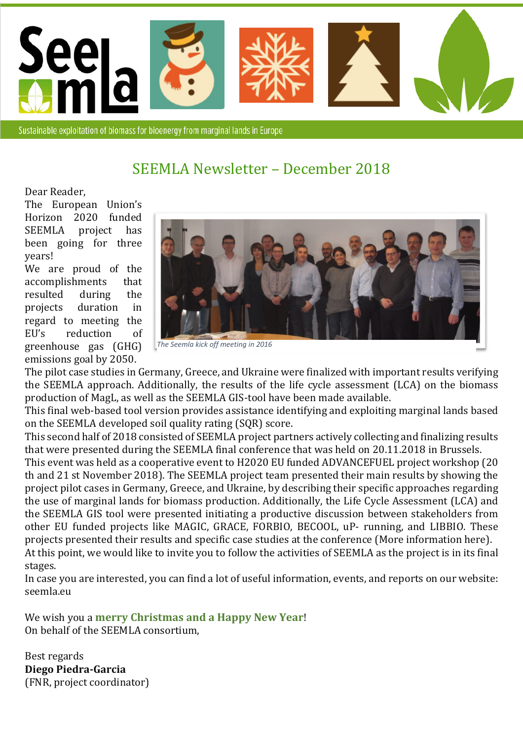Sustainable exploitation of biomass for bioenergy from marginal lands in Europe

# SEEMLA Newsletter – December 2018

Dear Reader,

The European Union's Horizon 2020 funded SEEMLA project has been going for three years!

We are proud of the accomplishments that resulted during the projects duration in regard to meeting the EU's reduction of greenhouse gas (GHG) emissions goal by 2050.

*The Seemla kick off meeting in 2016*

The pilot case studies in Germany, Greece, and Ukraine were finalized with important results verifying the SEEMLA approach. Additionally, the results of the life cycle assessment (LCA) on the biomass production of MagL, as well as the SEEMLA GIS-tool have been made available.

This final web-based tool version provides assistance identifying and exploiting marginal lands based on the SEEMLA developed soil quality rating (SQR) score.

This second half of 2018 consisted of SEEMLA project partners actively collecting and finalizing results that were presented during the SEEMLA final conference that was held on 20.11.2018 in Brussels.

This event was held as a cooperative event to H2020 EU funded ADVANCEFUEL project workshop (20 th and 21 st November 2018). The SEEMLA project team presented their main results by showing the project pilot cases in Germany, Greece, and Ukraine, by describing their specific approaches regarding the use of marginal lands for biomass production. Additionally, the Life Cycle Assessment (LCA) and the SEEMLA GIS tool were presented initiating a productive discussion between stakeholders from other EU funded projects like MAGIC, GRACE, FORBIO, BECOOL, uP- running, and LIBBIO. These projects presented their results and specific case studies at the conference (More information here).

At this point, we would like to invite you to follow the activities of SEEMLA as the project is in its final stages.

In case you are interested, you can find a lot of useful information, events, and reports on our website: seemla.eu

We wish you a **merry Christmas and a Happy New Year**!

On behalf of the SEEMLA consortium,

Best regards

**Diego Piedra-Garcia**

(FNR, project coordinator)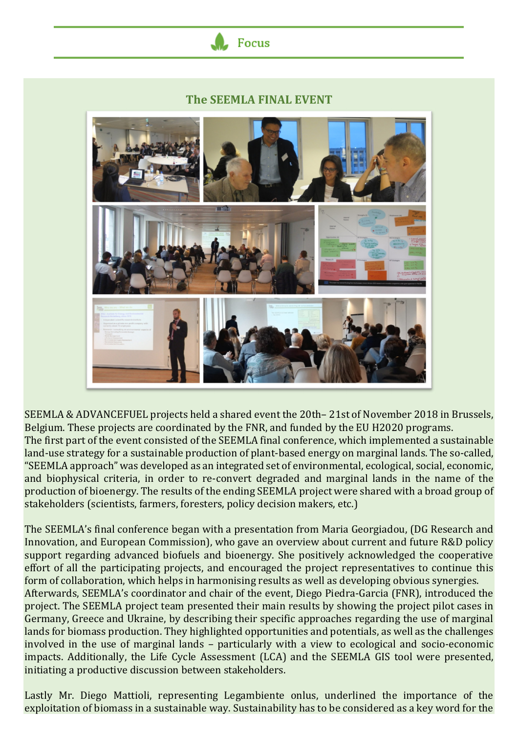Focus

## The SEEMLA FINAL EVENT

SEEMLA & ADVANCEFUEL projects held a shared event the 20th– 21st of November 2018 in Brussels, Belgium. These projects are coordinated by the FNR, and funded by the EU H2020 programs.
The first part of the event consisted of the SEEMLA final conference, which implemented a sustainable land-use strategy for a sustainable production of plant-based energy on marginal lands. The so-called, "SEEMLA approach" was developed as an integrated set of environmental, ecological, social, economic, and biophysical criteria, in order to re-convert degraded and marginal lands in the name of the production of bioenergy. The results of the ending SEEMLA project were shared with a broad group of stakeholders (scientists, farmers, foresters, policy decision makers, etc.)

The SEEMLA's final conference began with a presentation from Maria Georgiadou, (DG Research and Innovation, and European Commission), who gave an overview about current and future R&D policy support regarding advanced biofuels and bioenergy. She positively acknowledged the cooperative effort of all the participating projects, and encouraged the project representatives to continue this form of collaboration, which helps in harmonising results as well as developing obvious synergies.
Afterwards, SEEMLA's coordinator and chair of the event, Diego Piedra-Garcia (FNR), introduced the project. The SEEMLA project team presented their main results by showing the project pilot cases in Germany, Greece and Ukraine, by describing their specific approaches regarding the use of marginal lands for biomass production. They highlighted opportunities and potentials, as well as the challenges involved in the use of marginal lands – particularly with a view to ecological and socio-economic impacts. Additionally, the Life Cycle Assessment (LCA) and the SEEMLA GIS tool were presented, initiating a productive discussion between stakeholders.

Lastly Mr. Diego Mattioli, representing Legambiente onlus, underlined the importance of the exploitation of biomass in a sustainable way. Sustainability has to be considered as a key word for the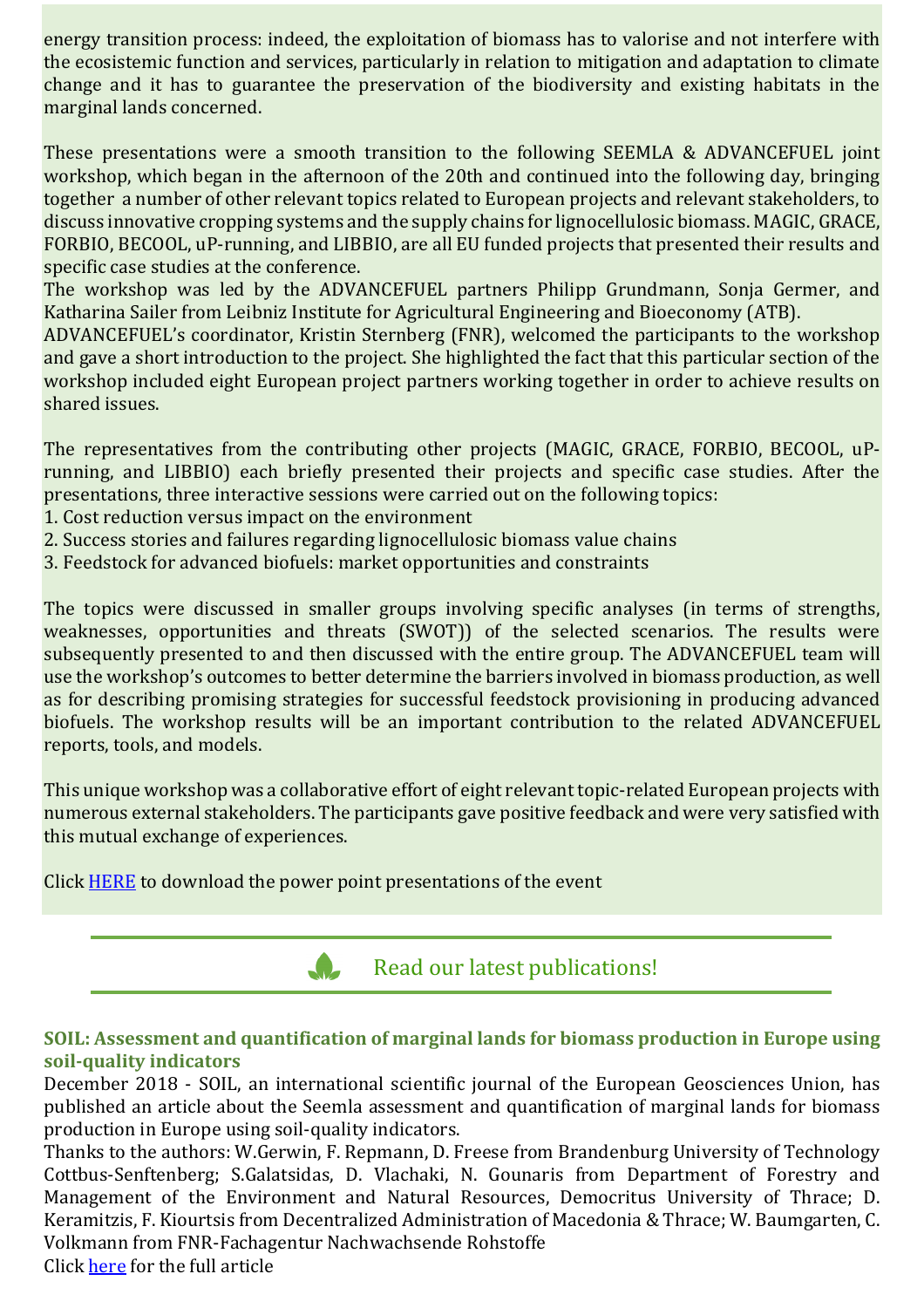energy transition process: indeed, the exploitation of biomass has to valorise and not interfere with the ecosistemic function and services, particularly in relation to mitigation and adaptation to climate change and it has to guarantee the preservation of the biodiversity and existing habitats in the marginal lands concerned.

These presentations were a smooth transition to the following SEEMLA & ADVANCEFUEL joint workshop, which began in the afternoon of the 20th and continued into the following day, bringing together a number of other relevant topics related to European projects and relevant stakeholders, to discuss innovative cropping systems and the supply chains for lignocellulosic biomass. MAGIC, GRACE, FORBIO, BECOOL, uP-running, and LIBBIO, are all EU funded projects that presented their results and specific case studies at the conference.

The workshop was led by the ADVANCEFUEL partners Philipp Grundmann, Sonja Germer, and Katharina Sailer from Leibniz Institute for Agricultural Engineering and Bioeconomy (ATB).

ADVANCEFUEL's coordinator, Kristin Sternberg (FNR), welcomed the participants to the workshop and gave a short introduction to the project. She highlighted the fact that this particular section of the workshop included eight European project partners working together in order to achieve results on shared issues.

The representatives from the contributing other projects (MAGIC, GRACE, FORBIO, BECOOL, uP-running, and LIBBIO) each briefly presented their projects and specific case studies. After the presentations, three interactive sessions were carried out on the following topics:

1. Cost reduction versus impact on the environment
2. Success stories and failures regarding lignocellulosic biomass value chains
3. Feedstock for advanced biofuels: market opportunities and constraints

The topics were discussed in smaller groups involving specific analyses (in terms of strengths, weaknesses, opportunities and threats (SWOT)) of the selected scenarios. The results were subsequently presented to and then discussed with the entire group. The ADVANCEFUEL team will use the workshop's outcomes to better determine the barriers involved in biomass production, as well as for describing promising strategies for successful feedstock provisioning in producing advanced biofuels. The workshop results will be an important contribution to the related ADVANCEFUEL reports, tools, and models.

This unique workshop was a collaborative effort of eight relevant topic-related European projects with numerous external stakeholders. The participants gave positive feedback and were very satisfied with this mutual exchange of experiences.

Click HERE to download the power point presentations of the event

## Read our latest publications!

### SOIL: Assessment and quantification of marginal lands for biomass production in Europe using soil-quality indicators

December 2018 - SOIL, an international scientific journal of the European Geosciences Union, has published an article about the Seemla assessment and quantification of marginal lands for biomass production in Europe using soil-quality indicators.

Thanks to the authors: W.Gerwin, F. Repmann, D. Freese from Brandenburg University of Technology Cottbus-Senftenberg; S.Galatsidas, D. Vlachaki, N. Gounaris from Department of Forestry and Management of the Environment and Natural Resources, Democritus University of Thrace; D. Keramitzis, F. Kiourtsis from Decentralized Administration of Macedonia & Thrace; W. Baumgarten, C. Volkmann from FNR-Fachagentur Nachwachsende Rohstoffe

Click here for the full article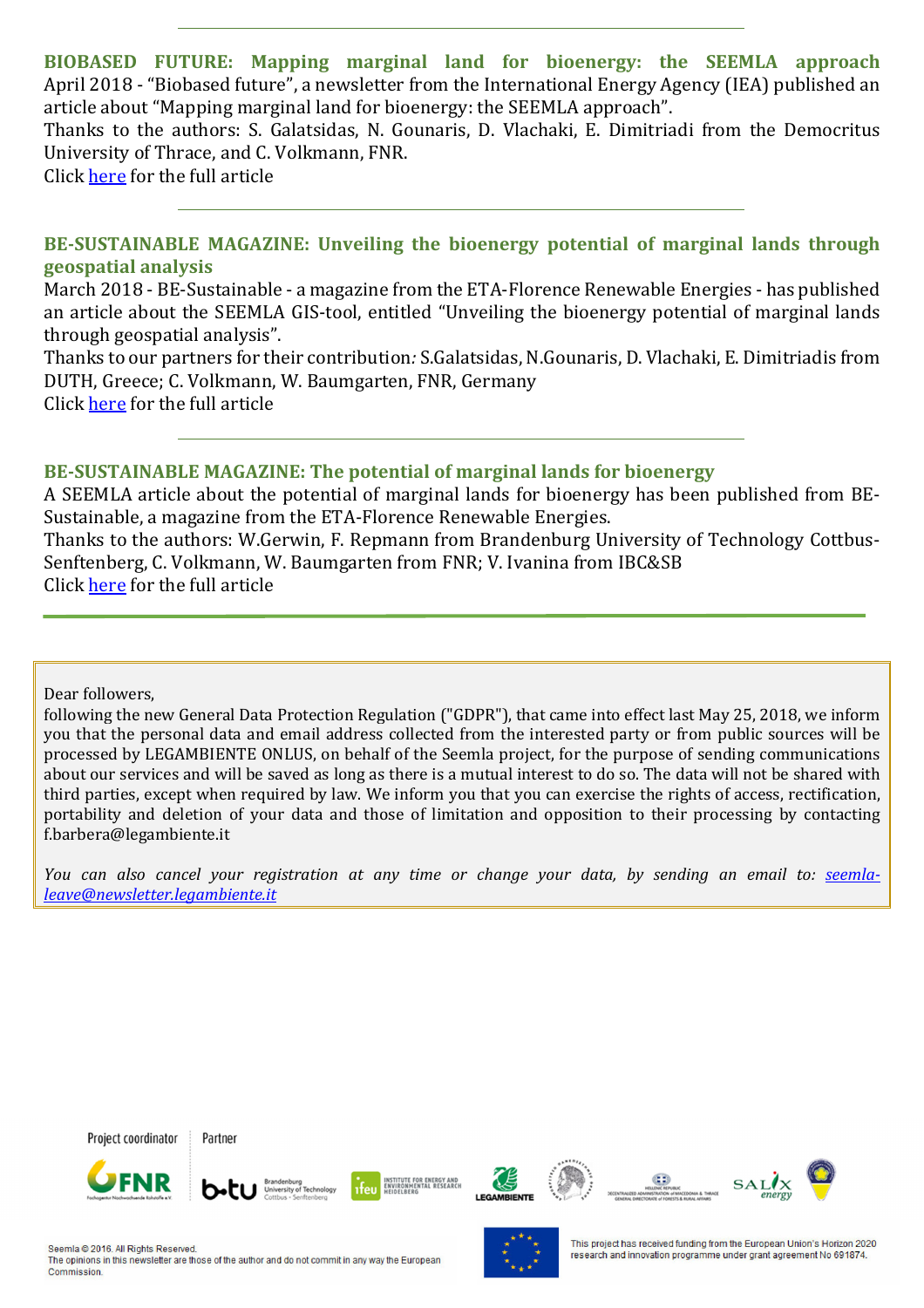## BIOBASED FUTURE: Mapping marginal land for bioenergy: the SEEMLA approach

April 2018 - "Biobased future", a newsletter from the International Energy Agency (IEA) published an article about "Mapping marginal land for bioenergy: the SEEMLA approach".

Thanks to the authors: S. Galatsidas, N. Gounaris, D. Vlachaki, E. Dimitriadi from the Democritus University of Thrace, and C. Volkmann, FNR.

Click here for the full article

## BE-SUSTAINABLE MAGAZINE: Unveiling the bioenergy potential of marginal lands through geospatial analysis

March 2018 - BE-Sustainable - a magazine from the ETA-Florence Renewable Energies - has published an article about the SEEMLA GIS-tool, entitled "Unveiling the bioenergy potential of marginal lands through geospatial analysis".

Thanks to our partners for their contribution*:* S.Galatsidas, N.Gounaris, D. Vlachaki, E. Dimitriadis from DUTH, Greece; C. Volkmann, W. Baumgarten, FNR, Germany

Click here for the full article

## BE-SUSTAINABLE MAGAZINE: The potential of marginal lands for bioenergy

A SEEMLA article about the potential of marginal lands for bioenergy has been published from BE-Sustainable, a magazine from the ETA-Florence Renewable Energies.

Thanks to the authors: W.Gerwin, F. Repmann from Brandenburg University of Technology Cottbus-Senftenberg, C. Volkmann, W. Baumgarten from FNR; V. Ivanina from IBC&SB

Click here for the full article

---

Dear followers,

following the new General Data Protection Regulation ("GDPR"), that came into effect last May 25, 2018, we inform you that the personal data and email address collected from the interested party or from public sources will be processed by LEGAMBIENTE ONLUS, on behalf of the Seemla project, for the purpose of sending communications about our services and will be saved as long as there is a mutual interest to do so. The data will not be shared with third parties, except when required by law. We inform you that you can exercise the rights of access, rectification, portability and deletion of your data and those of limitation and opposition to their processing by contacting f.barbera@legambiente.it

*You can also cancel your registration at any time or change your data, by sending an email to: seemla-leave@newsletter.legambiente.it*

Project coordinator | Partner

Seemla © 2016. All Rights Reserved.
The opinions in this newsletter are those of the author and do not commit in any way the European Commission.

This project has received funding from the European Union's Horizon 2020 research and innovation programme under grant agreement No 691874.